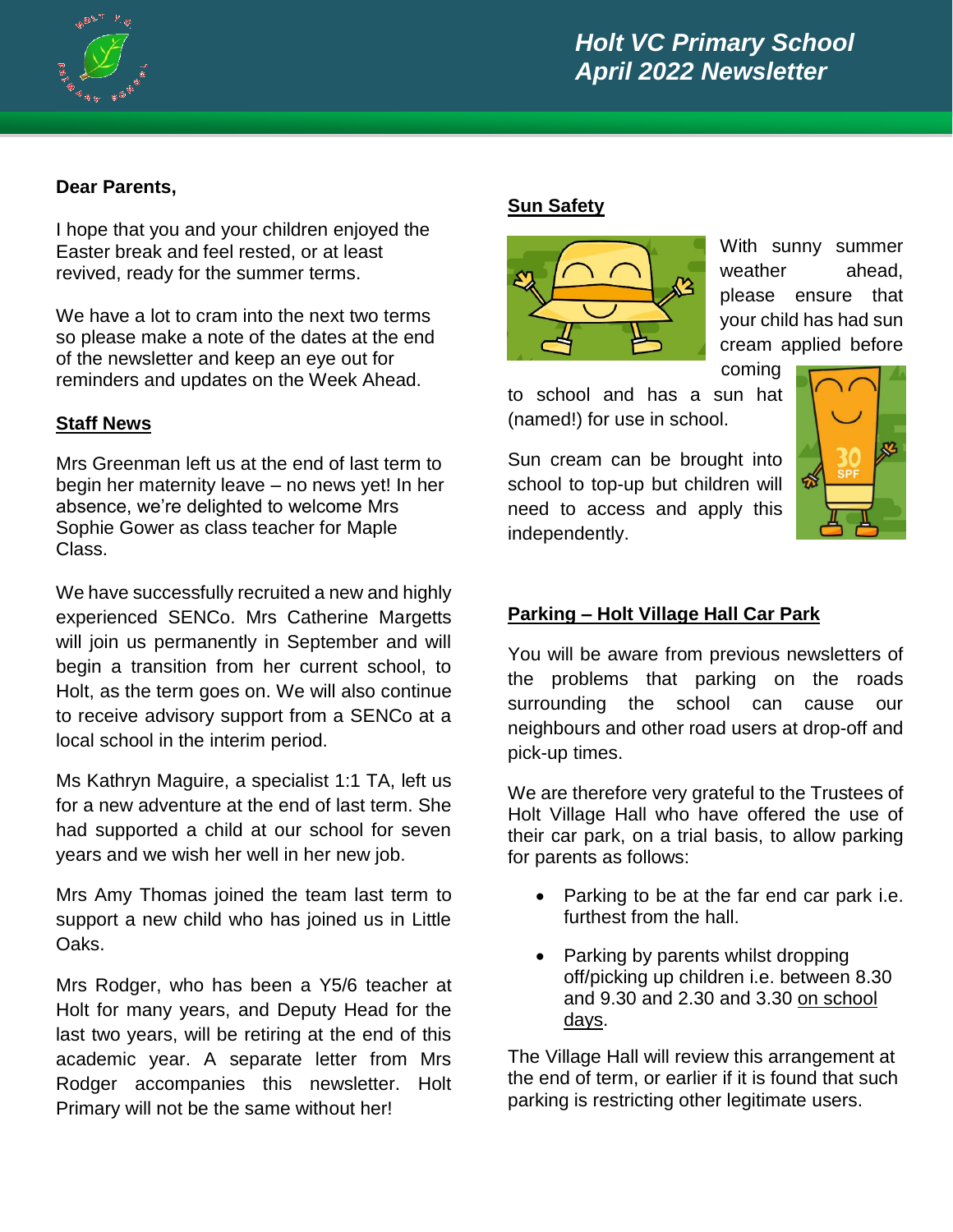# Holt VC Primary School
## April 2022 Newsletter

**Dear Parents,**

I hope that you and your children enjoyed the Easter break and feel rested, or at least revived, ready for the summer terms.

We have a lot to cram into the next two terms so please make a note of the dates at the end of the newsletter and keep an eye out for reminders and updates on the Week Ahead.

### Staff News

Mrs Greenman left us at the end of last term to begin her maternity leave – no news yet! In her absence, we're delighted to welcome Mrs Sophie Gower as class teacher for Maple Class.

We have successfully recruited a new and highly experienced SENCo. Mrs Catherine Margetts will join us permanently in September and will begin a transition from her current school, to Holt, as the term goes on. We will also continue to receive advisory support from a SENCo at a local school in the interim period.

Ms Kathryn Maguire, a specialist 1:1 TA, left us for a new adventure at the end of last term. She had supported a child at our school for seven years and we wish her well in her new job.

Mrs Amy Thomas joined the team last term to support a new child who has joined us in Little Oaks.

Mrs Rodger, who has been a Y5/6 teacher at Holt for many years, and Deputy Head for the last two years, will be retiring at the end of this academic year. A separate letter from Mrs Rodger accompanies this newsletter. Holt Primary will not be the same without her!

### Sun Safety

With sunny summer weather ahead, please ensure that your child has had sun cream applied before coming to school and has a sun hat (named!) for use in school.

Sun cream can be brought into school to top-up but children will need to access and apply this independently.

### Parking – Holt Village Hall Car Park

You will be aware from previous newsletters of the problems that parking on the roads surrounding the school can cause our neighbours and other road users at drop-off and pick-up times.

We are therefore very grateful to the Trustees of Holt Village Hall who have offered the use of their car park, on a trial basis, to allow parking for parents as follows:

- Parking to be at the far end car park i.e. furthest from the hall.
- Parking by parents whilst dropping off/picking up children i.e. between 8.30 and 9.30 and 2.30 and 3.30 on school days.

The Village Hall will review this arrangement at the end of term, or earlier if it is found that such parking is restricting other legitimate users.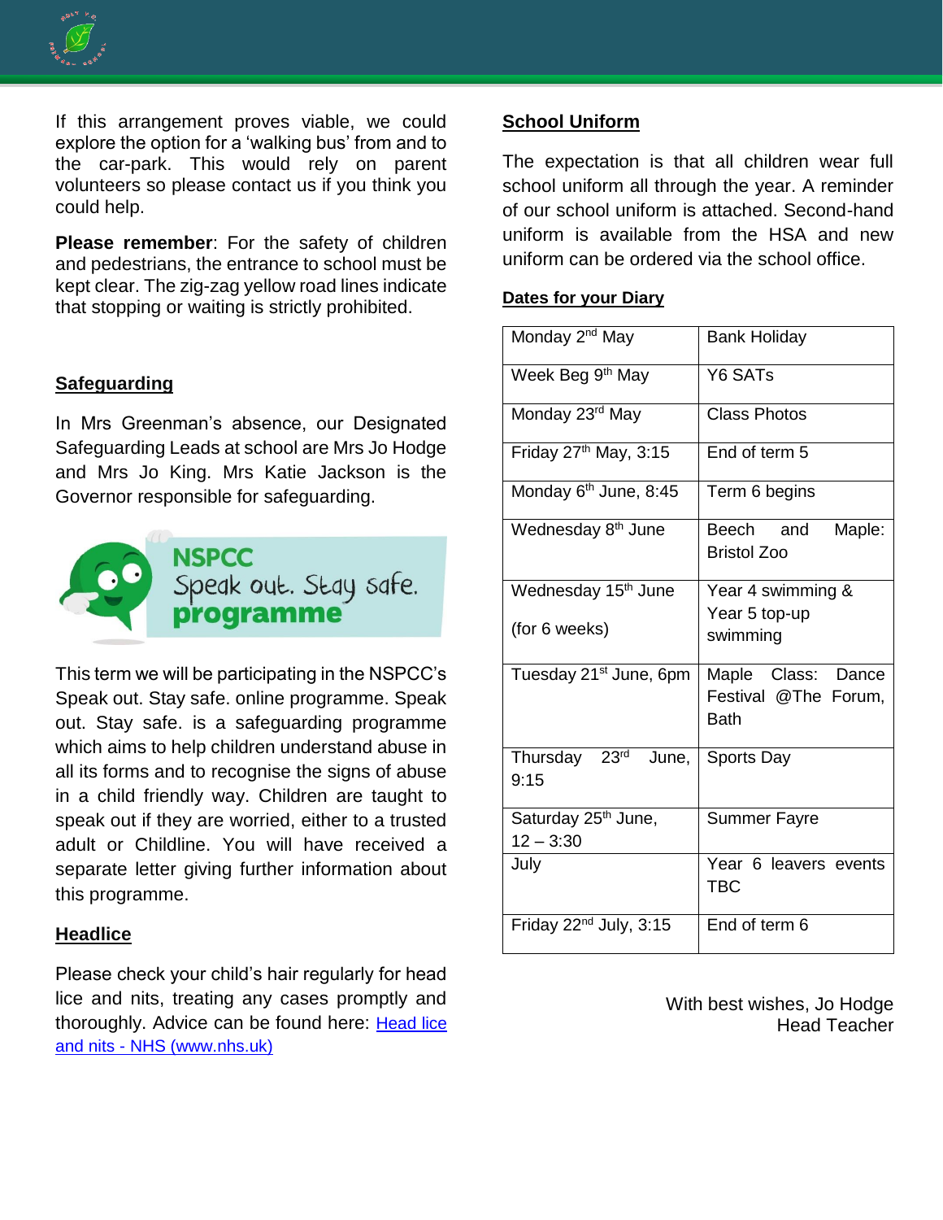If this arrangement proves viable, we could explore the option for a 'walking bus' from and to the car-park. This would rely on parent volunteers so please contact us if you think you could help.

**Please remember**: For the safety of children and pedestrians, the entrance to school must be kept clear. The zig-zag yellow road lines indicate that stopping or waiting is strictly prohibited.

## Safeguarding

In Mrs Greenman's absence, our Designated Safeguarding Leads at school are Mrs Jo Hodge and Mrs Jo King. Mrs Katie Jackson is the Governor responsible for safeguarding.

NSPCC Speak out. Stay safe. programme

This term we will be participating in the NSPCC's Speak out. Stay safe. online programme. Speak out. Stay safe. is a safeguarding programme which aims to help children understand abuse in all its forms and to recognise the signs of abuse in a child friendly way. Children are taught to speak out if they are worried, either to a trusted adult or Childline. You will have received a separate letter giving further information about this programme.

## Headlice

Please check your child's hair regularly for head lice and nits, treating any cases promptly and thoroughly. Advice can be found here: [Head lice and nits - NHS (www.nhs.uk)]

## School Uniform

The expectation is that all children wear full school uniform all through the year. A reminder of our school uniform is attached. Second-hand uniform is available from the HSA and new uniform can be ordered via the school office.

## Dates for your Diary

| | |
|---|---|
| Monday 2nd May | Bank Holiday |
| Week Beg 9th May | Y6 SATs |
| Monday 23rd May | Class Photos |
| Friday 27th May, 3:15 | End of term 5 |
| Monday 6th June, 8:45 | Term 6 begins |
| Wednesday 8th June | Beech and Maple: Bristol Zoo |
| Wednesday 15th June (for 6 weeks) | Year 4 swimming & Year 5 top-up swimming |
| Tuesday 21st June, 6pm | Maple Class: Dance Festival @The Forum, Bath |
| Thursday 23rd June, 9:15 | Sports Day |
| Saturday 25th June, 12 – 3:30 | Summer Fayre |
| July | Year 6 leavers events TBC |
| Friday 22nd July, 3:15 | End of term 6 |

With best wishes, Jo Hodge
Head Teacher